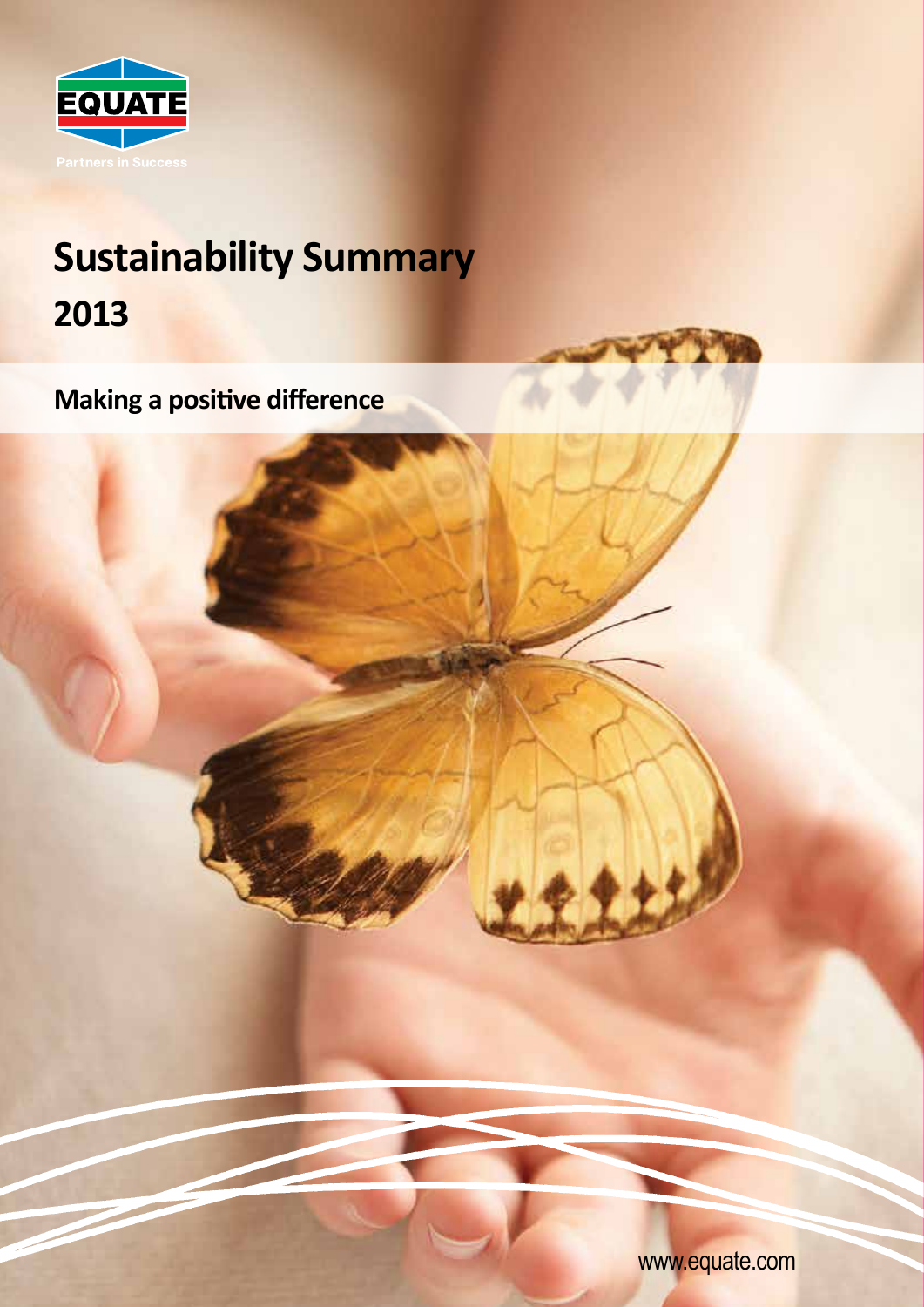EQUATE

Partners in Success

# Sustainability Summary 2013

## Making a positive difference

www.equate.com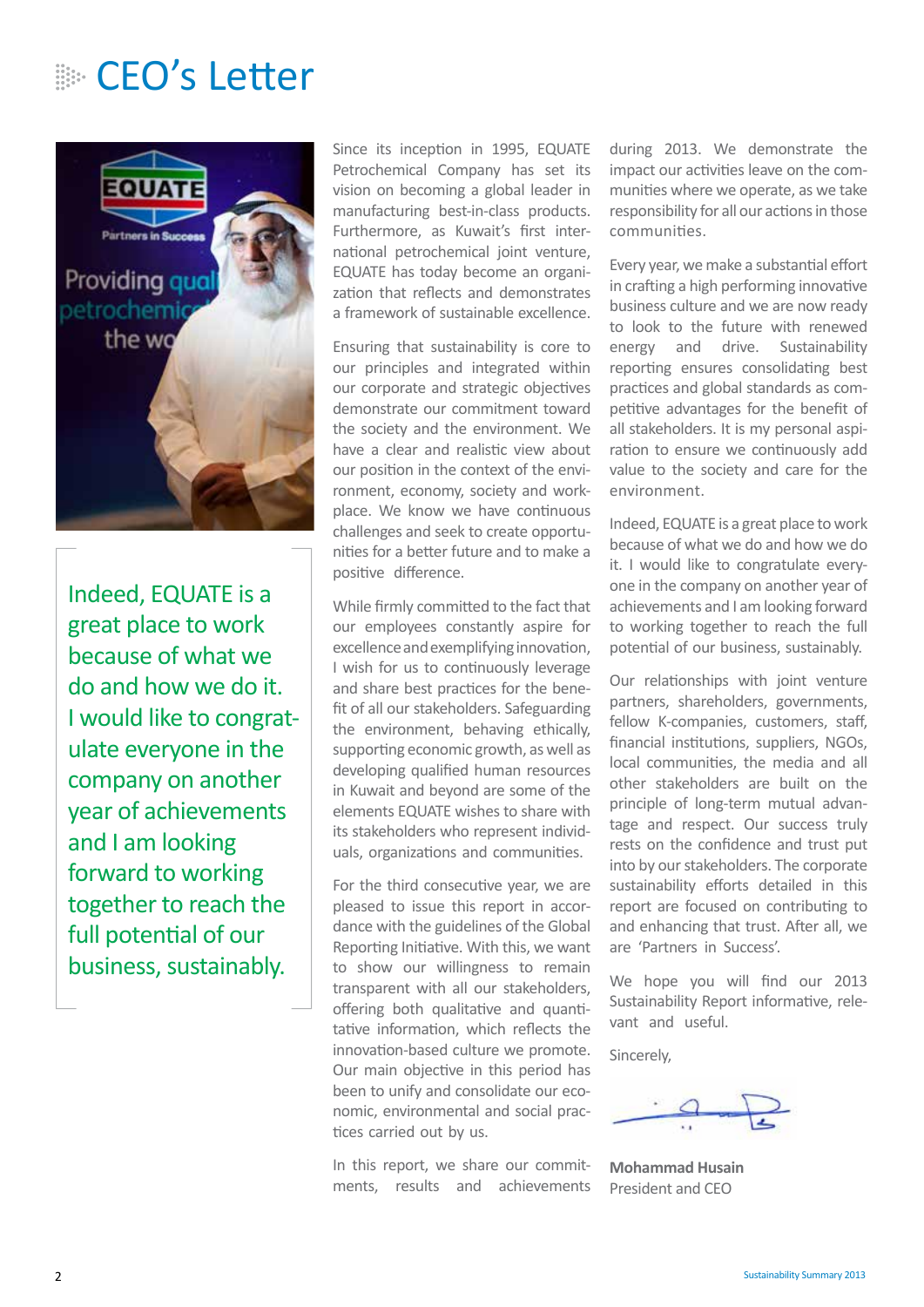# CEO's Letter

> Indeed, EQUATE is a great place to work because of what we do and how we do it. I would like to congratulate everyone in the company on another year of achievements and I am looking forward to working together to reach the full potential of our business, sustainably.

Since its inception in 1995, EQUATE Petrochemical Company has set its vision on becoming a global leader in manufacturing best-in-class products. Furthermore, as Kuwait's first international petrochemical joint venture, EQUATE has today become an organization that reflects and demonstrates a framework of sustainable excellence.

Ensuring that sustainability is core to our principles and integrated within our corporate and strategic objectives demonstrate our commitment toward the society and the environment. We have a clear and realistic view about our position in the context of the environment, economy, society and workplace. We know we have continuous challenges and seek to create opportunities for a better future and to make a positive difference.

While firmly committed to the fact that our employees constantly aspire for excellence and exemplifying innovation, I wish for us to continuously leverage and share best practices for the benefit of all our stakeholders. Safeguarding the environment, behaving ethically, supporting economic growth, as well as developing qualified human resources in Kuwait and beyond are some of the elements EQUATE wishes to share with its stakeholders who represent individuals, organizations and communities.

For the third consecutive year, we are pleased to issue this report in accordance with the guidelines of the Global Reporting Initiative. With this, we want to show our willingness to remain transparent with all our stakeholders, offering both qualitative and quantitative information, which reflects the innovation-based culture we promote. Our main objective in this period has been to unify and consolidate our economic, environmental and social practices carried out by us.

In this report, we share our commitments, results and achievements during 2013. We demonstrate the impact our activities leave on the communities where we operate, as we take responsibility for all our actions in those communities.

Every year, we make a substantial effort in crafting a high performing innovative business culture and we are now ready to look to the future with renewed energy and drive. Sustainability reporting ensures consolidating best practices and global standards as competitive advantages for the benefit of all stakeholders. It is my personal aspiration to ensure we continuously add value to the society and care for the environment.

Indeed, EQUATE is a great place to work because of what we do and how we do it. I would like to congratulate everyone in the company on another year of achievements and I am looking forward to working together to reach the full potential of our business, sustainably.

Our relationships with joint venture partners, shareholders, governments, fellow K-companies, customers, staff, financial institutions, suppliers, NGOs, local communities, the media and all other stakeholders are built on the principle of long-term mutual advantage and respect. Our success truly rests on the confidence and trust put into by our stakeholders. The corporate sustainability efforts detailed in this report are focused on contributing to and enhancing that trust. After all, we are 'Partners in Success'.

We hope you will find our 2013 Sustainability Report informative, relevant and useful.

Sincerely,

**Mohammad Husain**
President and CEO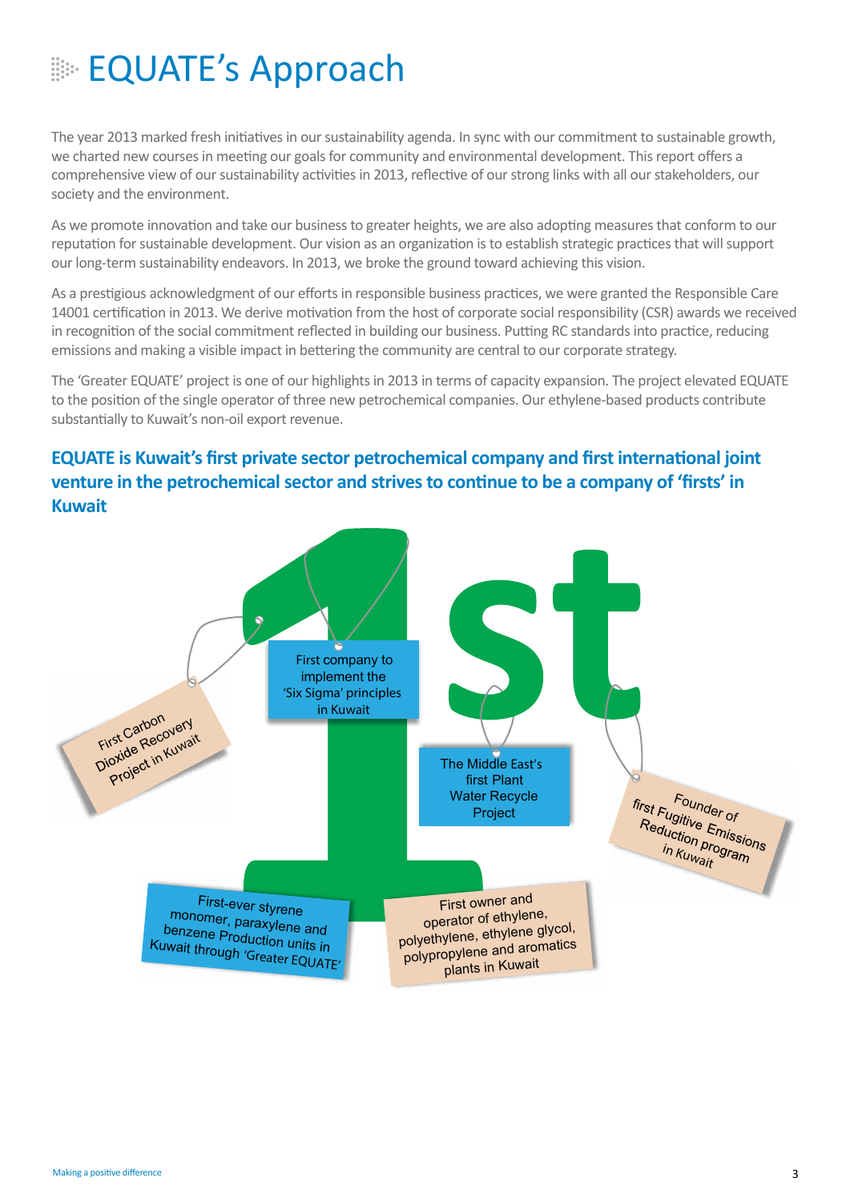# EQUATE's Approach

The year 2013 marked fresh initiatives in our sustainability agenda. In sync with our commitment to sustainable growth, we charted new courses in meeting our goals for community and environmental development. This report offers a comprehensive view of our sustainability activities in 2013, reflective of our strong links with all our stakeholders, our society and the environment.

As we promote innovation and take our business to greater heights, we are also adopting measures that conform to our reputation for sustainable development. Our vision as an organization is to establish strategic practices that will support our long-term sustainability endeavors. In 2013, we broke the ground toward achieving this vision.

As a prestigious acknowledgment of our efforts in responsible business practices, we were granted the Responsible Care 14001 certification in 2013. We derive motivation from the host of corporate social responsibility (CSR) awards we received in recognition of the social commitment reflected in building our business. Putting RC standards into practice, reducing emissions and making a visible impact in bettering the community are central to our corporate strategy.

The 'Greater EQUATE' project is one of our highlights in 2013 in terms of capacity expansion. The project elevated EQUATE to the position of the single operator of three new petrochemical companies. Our ethylene-based products contribute substantially to Kuwait's non-oil export revenue.

## EQUATE is Kuwait's first private sector petrochemical company and first international joint venture in the petrochemical sector and strives to continue to be a company of 'firsts' in Kuwait

- First Carbon Dioxide Recovery Project in Kuwait
- First company to implement the 'Six Sigma' principles in Kuwait
- The Middle East's first Plant Water Recycle Project
- Founder of first Fugitive Emissions Reduction program in Kuwait
- First-ever styrene monomer, paraxylene and benzene Production units in Kuwait through 'Greater EQUATE'
- First owner and operator of ethylene, polyethylene, ethylene glycol, polypropylene and aromatics plants in Kuwait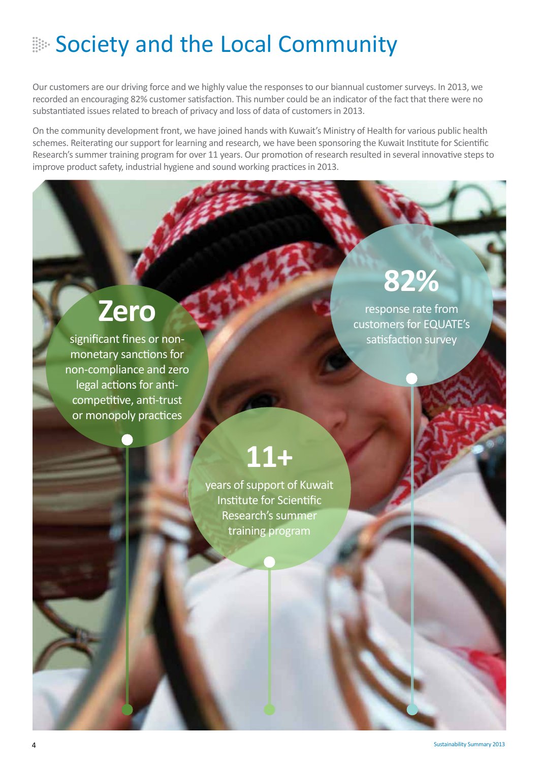# Society and the Local Community

Our customers are our driving force and we highly value the responses to our biannual customer surveys. In 2013, we recorded an encouraging 82% customer satisfaction. This number could be an indicator of the fact that there were no substantiated issues related to breach of privacy and loss of data of customers in 2013.

On the community development front, we have joined hands with Kuwait's Ministry of Health for various public health schemes. Reiterating our support for learning and research, we have been sponsoring the Kuwait Institute for Scientific Research's summer training program for over 11 years. Our promotion of research resulted in several innovative steps to improve product safety, industrial hygiene and sound working practices in 2013.

**Zero**

significant fines or non-monetary sanctions for non-compliance and zero legal actions for anti-competitive, anti-trust or monopoly practices

**82%**

response rate from customers for EQUATE's satisfaction survey

**11+**

years of support of Kuwait Institute for Scientific Research's summer training program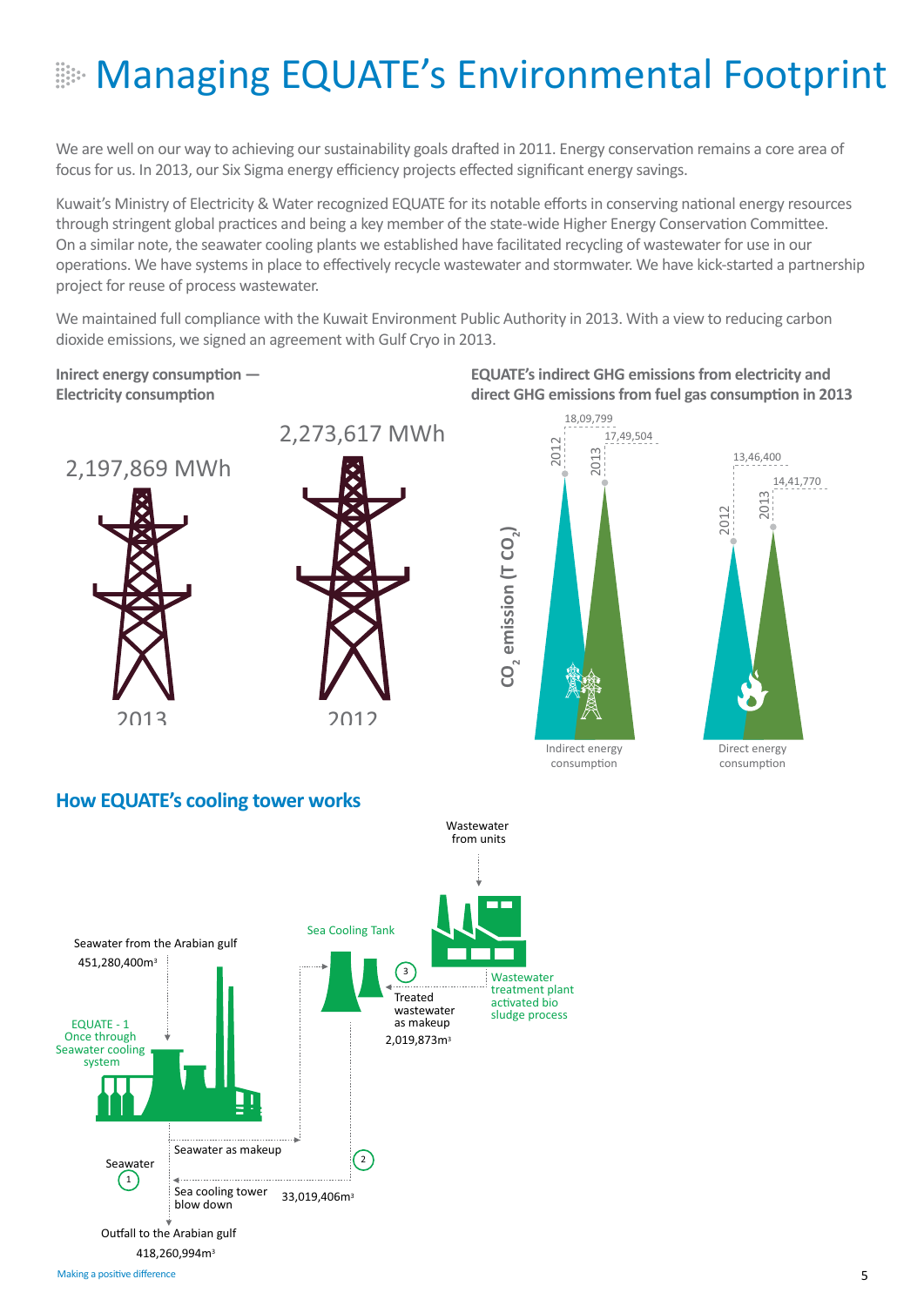# Managing EQUATE's Environmental Footprint

We are well on our way to achieving our sustainability goals drafted in 2011. Energy conservation remains a core area of focus for us. In 2013, our Six Sigma energy efficiency projects effected significant energy savings.

Kuwait's Ministry of Electricity & Water recognized EQUATE for its notable efforts in conserving national energy resources through stringent global practices and being a key member of the state-wide Higher Energy Conservation Committee. On a similar note, the seawater cooling plants we established have facilitated recycling of wastewater for use in our operations. We have systems in place to effectively recycle wastewater and stormwater. We have kick-started a partnership project for reuse of process wastewater.

We maintained full compliance with the Kuwait Environment Public Authority in 2013. With a view to reducing carbon dioxide emissions, we signed an agreement with Gulf Cryo in 2013.

**Inirect energy consumption — Electricity consumption**

2,197,869 MWh

2013

2,273,617 MWh

2012

**EQUATE's indirect GHG emissions from electricity and direct GHG emissions from fuel gas consumption in 2013**

$CO_2$ emission (T $CO_2$)

| | 2012 | 2013 |
|---|---|---|
| Indirect energy consumption | 18,09,799 | 17,49,504 |
| Direct energy consumption | 13,46,400 | 14,41,770 |

## How EQUATE's cooling tower works

Wastewater from units

Sea Cooling Tank

Wastewater treatment plant activated bio sludge process

Seawater from the Arabian gulf 451,280,400m³

EQUATE - 1 Once through Seawater cooling system

3 Treated wastewater as makeup 2,019,873m³

Seawater as makeup

Seawater 1

2

Sea cooling tower blow down 33,019,406m³

Outfall to the Arabian gulf 418,260,994m³

Making a positive difference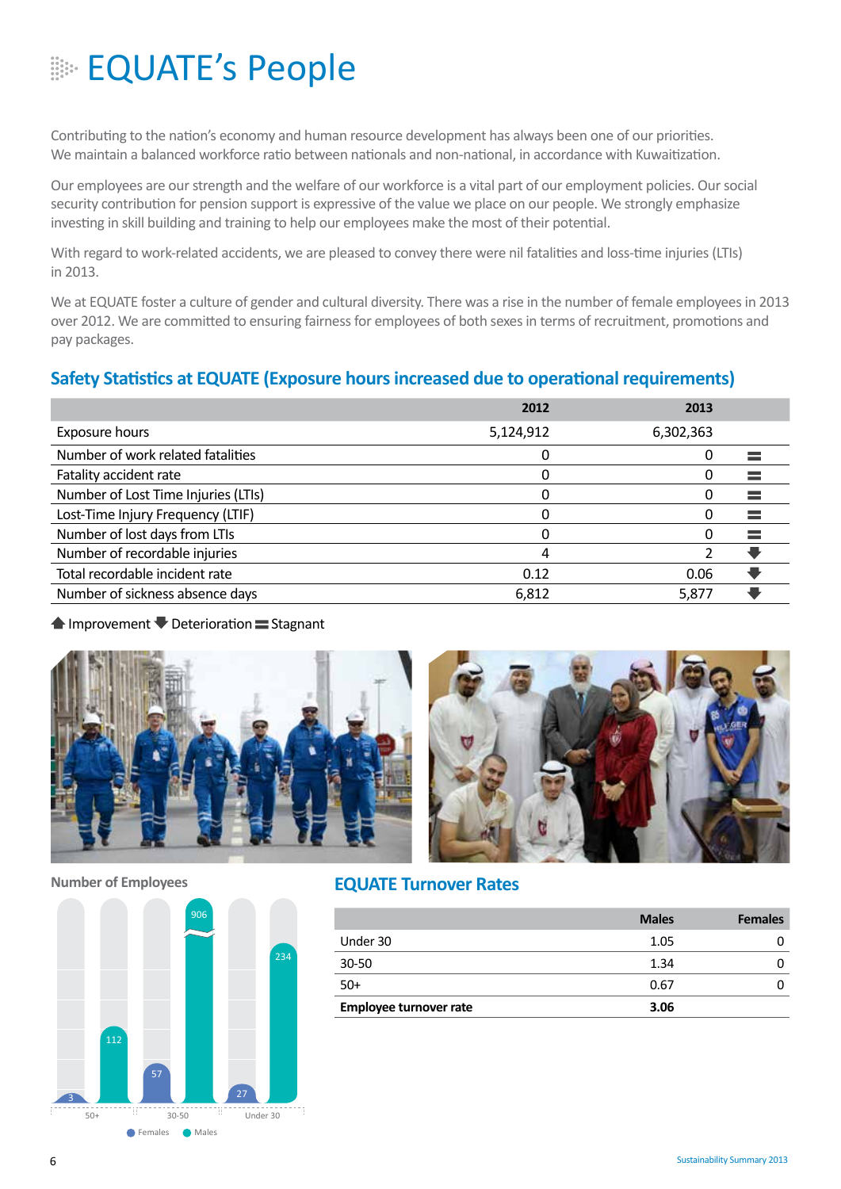# EQUATE's People

Contributing to the nation's economy and human resource development has always been one of our priorities. We maintain a balanced workforce ratio between nationals and non-national, in accordance with Kuwaitization.

Our employees are our strength and the welfare of our workforce is a vital part of our employment policies. Our social security contribution for pension support is expressive of the value we place on our people. We strongly emphasize investing in skill building and training to help our employees make the most of their potential.

With regard to work-related accidents, we are pleased to convey there were nil fatalities and loss-time injuries (LTIs) in 2013.

We at EQUATE foster a culture of gender and cultural diversity. There was a rise in the number of female employees in 2013 over 2012. We are committed to ensuring fairness for employees of both sexes in terms of recruitment, promotions and pay packages.

## Safety Statistics at EQUATE (Exposure hours increased due to operational requirements)

| | 2012 | 2013 | |
|---|---|---|---|
| Exposure hours | 5,124,912 | 6,302,363 | |
| Number of work related fatalities | 0 | 0 | Stagnant |
| Fatality accident rate | 0 | 0 | Stagnant |
| Number of Lost Time Injuries (LTIs) | 0 | 0 | Stagnant |
| Lost-Time Injury Frequency (LTIF) | 0 | 0 | Stagnant |
| Number of lost days from LTIs | 0 | 0 | Stagnant |
| Number of recordable injuries | 4 | 2 | Deterioration |
| Total recordable incident rate | 0.12 | 0.06 | Deterioration |
| Number of sickness absence days | 6,812 | 5,877 | Deterioration |

Improvement Deterioration Stagnant

### Number of Employees

| | Females | Males |
|---|---|---|
| 50+ | 3 | 112 |
| 30-50 | 57 | 906 |
| Under 30 | 27 | 234 |

### EQUATE Turnover Rates

| | Males | Females |
|---|---|---|
| Under 30 | 1.05 | 0 |
| 30-50 | 1.34 | 0 |
| 50+ | 0.67 | 0 |
| **Employee turnover rate** | **3.06** | |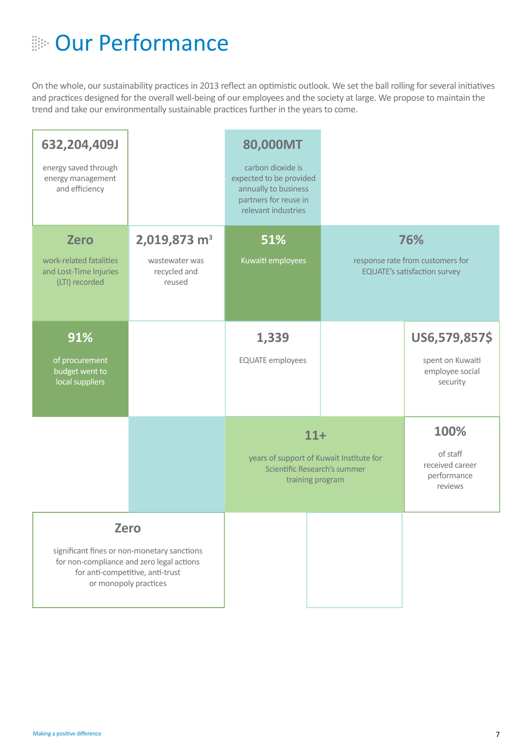# Our Performance

On the whole, our sustainability practices in 2013 reflect an optimistic outlook. We set the ball rolling for several initiatives and practices designed for the overall well-being of our employees and the society at large. We propose to maintain the trend and take our environmentally sustainable practices further in the years to come.

**632,204,409J**
energy saved through energy management and efficiency

**80,000MT**
carbon dioxide is expected to be provided annually to business partners for reuse in relevant industries

**Zero**
work-related fatalities and Lost-Time Injuries (LTI) recorded

**2,019,873 $m^3$**
wastewater was recycled and reused

**51%**
Kuwaiti employees

**76%**
response rate from customers for EQUATE's satisfaction survey

**91%**
of procurement budget went to local suppliers

**1,339**
EQUATE employees

**US6,579,857$**
spent on Kuwaiti employee social security

**11+**
years of support of Kuwait Institute for Scientific Research's summer training program

**100%**
of staff received career performance reviews

**Zero**
significant fines or non-monetary sanctions for non-compliance and zero legal actions for anti-competitive, anti-trust or monopoly practices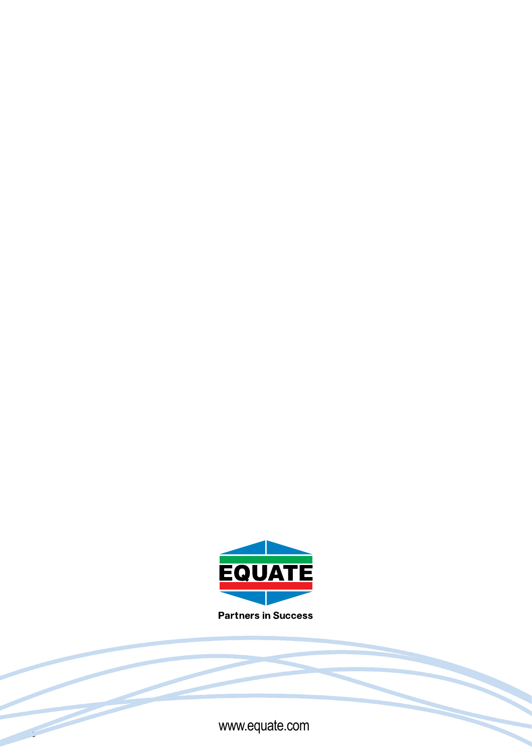EQUATE

Partners in Success

www.equate.com